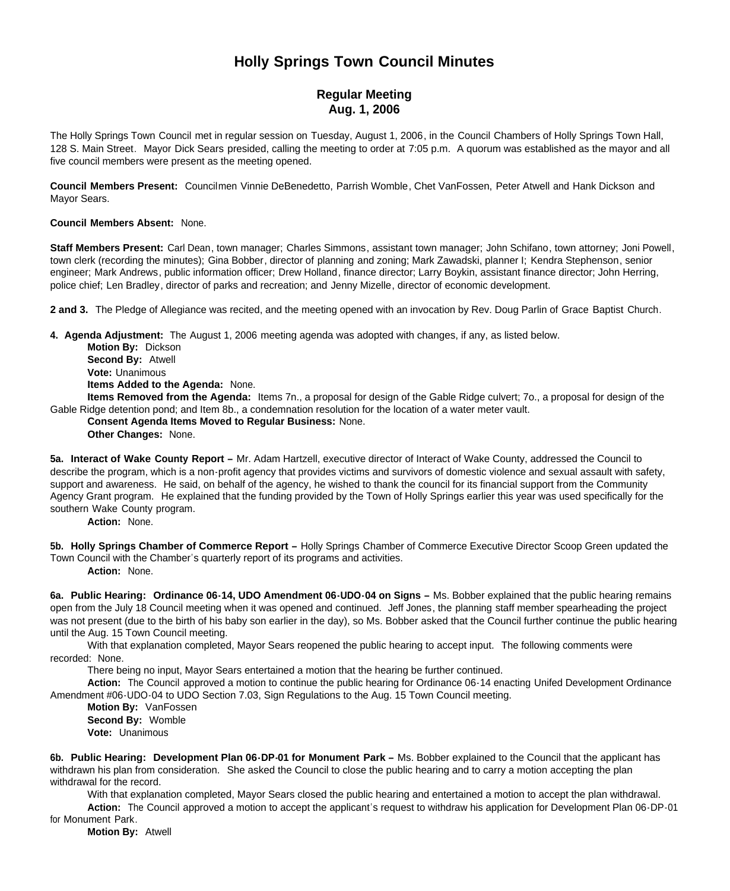# Holly Springs Town Council Minutes

## Regular Meeting
## Aug. 1, 2006

The Holly Springs Town Council met in regular session on Tuesday, August 1, 2006, in the Council Chambers of Holly Springs Town Hall, 128 S. Main Street. Mayor Dick Sears presided, calling the meeting to order at 7:05 p.m. A quorum was established as the mayor and all five council members were present as the meeting opened.

**Council Members Present:** Councilmen Vinnie DeBenedetto, Parrish Womble, Chet VanFossen, Peter Atwell and Hank Dickson and Mayor Sears.

**Council Members Absent:** None.

**Staff Members Present:** Carl Dean, town manager; Charles Simmons, assistant town manager; John Schifano, town attorney; Joni Powell, town clerk (recording the minutes); Gina Bobber, director of planning and zoning; Mark Zawadski, planner I; Kendra Stephenson, senior engineer; Mark Andrews, public information officer; Drew Holland, finance director; Larry Boykin, assistant finance director; John Herring, police chief; Len Bradley, director of parks and recreation; and Jenny Mizelle, director of economic development.

**2 and 3.** The Pledge of Allegiance was recited, and the meeting opened with an invocation by Rev. Doug Parlin of Grace Baptist Church.

**4. Agenda Adjustment:** The August 1, 2006 meeting agenda was adopted with changes, if any, as listed below.

**Motion By:** Dickson
**Second By:** Atwell
**Vote:** Unanimous
**Items Added to the Agenda:** None.
**Items Removed from the Agenda:** Items 7n., a proposal for design of the Gable Ridge culvert; 7o., a proposal for design of the Gable Ridge detention pond; and Item 8b., a condemnation resolution for the location of a water meter vault.
**Consent Agenda Items Moved to Regular Business:** None.
**Other Changes:** None.

**5a. Interact of Wake County Report –** Mr. Adam Hartzell, executive director of Interact of Wake County, addressed the Council to describe the program, which is a non-profit agency that provides victims and survivors of domestic violence and sexual assault with safety, support and awareness. He said, on behalf of the agency, he wished to thank the council for its financial support from the Community Agency Grant program. He explained that the funding provided by the Town of Holly Springs earlier this year was used specifically for the southern Wake County program.

**Action:** None.

**5b. Holly Springs Chamber of Commerce Report –** Holly Springs Chamber of Commerce Executive Director Scoop Green updated the Town Council with the Chamber's quarterly report of its programs and activities.

**Action:** None.

**6a. Public Hearing: Ordinance 06-14, UDO Amendment 06-UDO-04 on Signs –** Ms. Bobber explained that the public hearing remains open from the July 18 Council meeting when it was opened and continued. Jeff Jones, the planning staff member spearheading the project was not present (due to the birth of his baby son earlier in the day), so Ms. Bobber asked that the Council further continue the public hearing until the Aug. 15 Town Council meeting.

With that explanation completed, Mayor Sears reopened the public hearing to accept input. The following comments were recorded: None.

There being no input, Mayor Sears entertained a motion that the hearing be further continued.

**Action:** The Council approved a motion to continue the public hearing for Ordinance 06-14 enacting Unifed Development Ordinance Amendment #06-UDO-04 to UDO Section 7.03, Sign Regulations to the Aug. 15 Town Council meeting.

**Motion By:** VanFossen
**Second By:** Womble
**Vote:** Unanimous

**6b. Public Hearing: Development Plan 06-DP-01 for Monument Park –** Ms. Bobber explained to the Council that the applicant has withdrawn his plan from consideration. She asked the Council to close the public hearing and to carry a motion accepting the plan withdrawal for the record.

With that explanation completed, Mayor Sears closed the public hearing and entertained a motion to accept the plan withdrawal.

**Action:** The Council approved a motion to accept the applicant's request to withdraw his application for Development Plan 06-DP-01 for Monument Park.

**Motion By:** Atwell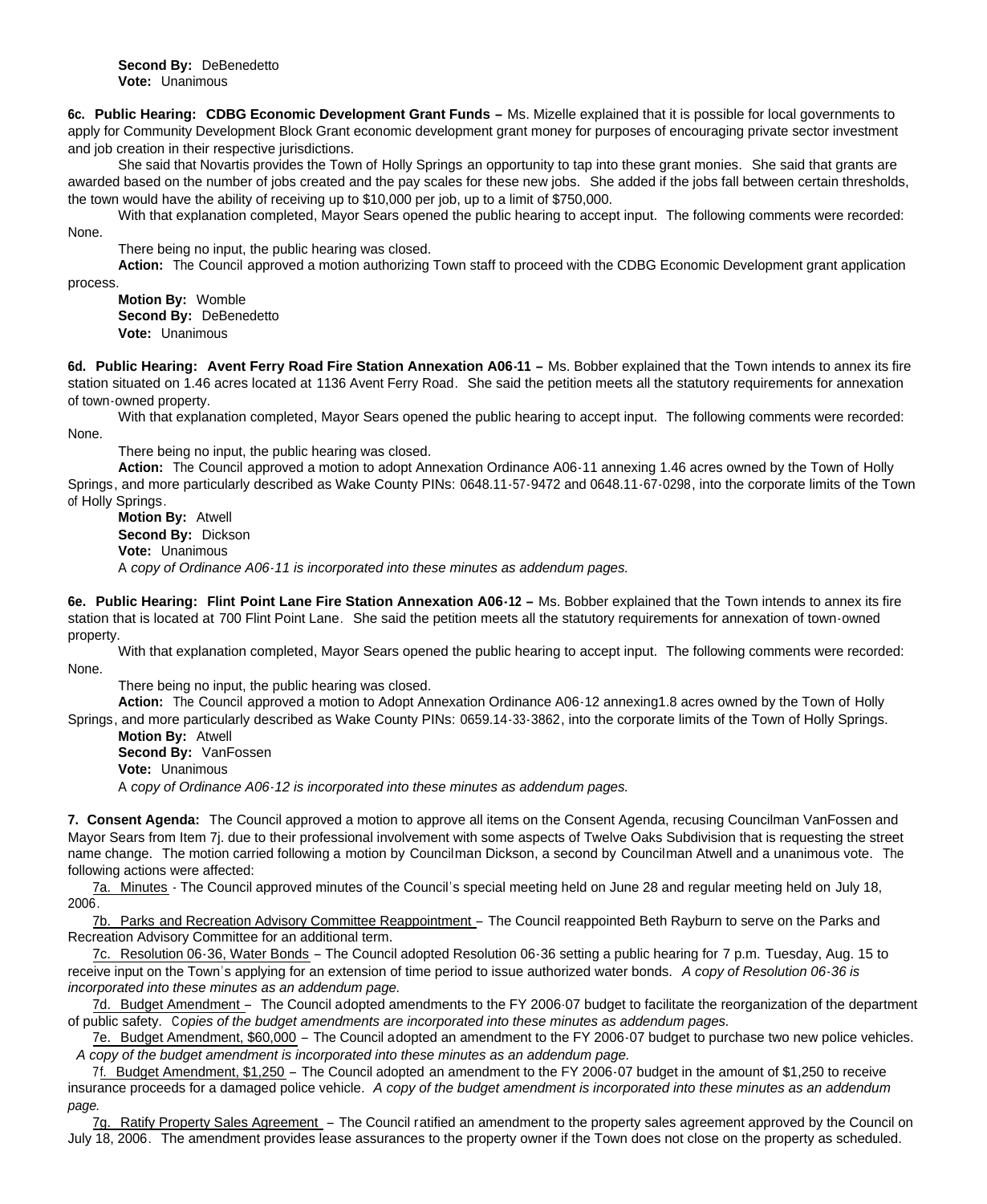**Second By:** DeBenedetto
**Vote:** Unanimous

**6c. Public Hearing: CDBG Economic Development Grant Funds –** Ms. Mizelle explained that it is possible for local governments to apply for Community Development Block Grant economic development grant money for purposes of encouraging private sector investment and job creation in their respective jurisdictions.

She said that Novartis provides the Town of Holly Springs an opportunity to tap into these grant monies. She said that grants are awarded based on the number of jobs created and the pay scales for these new jobs. She added if the jobs fall between certain thresholds, the town would have the ability of receiving up to $10,000 per job, up to a limit of $750,000.

With that explanation completed, Mayor Sears opened the public hearing to accept input. The following comments were recorded: None.

There being no input, the public hearing was closed.

**Action:** The Council approved a motion authorizing Town staff to proceed with the CDBG Economic Development grant application process.

**Motion By:** Womble
**Second By:** DeBenedetto
**Vote:** Unanimous

**6d. Public Hearing: Avent Ferry Road Fire Station Annexation A06-11 –** Ms. Bobber explained that the Town intends to annex its fire station situated on 1.46 acres located at 1136 Avent Ferry Road. She said the petition meets all the statutory requirements for annexation of town-owned property.

With that explanation completed, Mayor Sears opened the public hearing to accept input. The following comments were recorded: None.

There being no input, the public hearing was closed.

**Action:** The Council approved a motion to adopt Annexation Ordinance A06-11 annexing 1.46 acres owned by the Town of Holly Springs, and more particularly described as Wake County PINs: 0648.11-57-9472 and 0648.11-67-0298, into the corporate limits of the Town of Holly Springs.

**Motion By:** Atwell
**Second By:** Dickson
**Vote:** Unanimous
A *copy of Ordinance A06-11 is incorporated into these minutes as addendum pages.*

**6e. Public Hearing: Flint Point Lane Fire Station Annexation A06-12 –** Ms. Bobber explained that the Town intends to annex its fire station that is located at 700 Flint Point Lane. She said the petition meets all the statutory requirements for annexation of town-owned property.

With that explanation completed, Mayor Sears opened the public hearing to accept input. The following comments were recorded: None.

There being no input, the public hearing was closed.

**Action:** The Council approved a motion to Adopt Annexation Ordinance A06-12 annexing1.8 acres owned by the Town of Holly Springs, and more particularly described as Wake County PINs: 0659.14-33-3862, into the corporate limits of the Town of Holly Springs.

**Motion By:** Atwell
**Second By:** VanFossen
**Vote:** Unanimous
A *copy of Ordinance A06-12 is incorporated into these minutes as addendum pages.*

**7. Consent Agenda:** The Council approved a motion to approve all items on the Consent Agenda, recusing Councilman VanFossen and Mayor Sears from Item 7j. due to their professional involvement with some aspects of Twelve Oaks Subdivision that is requesting the street name change. The motion carried following a motion by Councilman Dickson, a second by Councilman Atwell and a unanimous vote. The following actions were affected:

7a. Minutes - The Council approved minutes of the Council's special meeting held on June 28 and regular meeting held on July 18, 2006.

7b. Parks and Recreation Advisory Committee Reappointment – The Council reappointed Beth Rayburn to serve on the Parks and Recreation Advisory Committee for an additional term.

7c. Resolution 06-36, Water Bonds – The Council adopted Resolution 06-36 setting a public hearing for 7 p.m. Tuesday, Aug. 15 to receive input on the Town's applying for an extension of time period to issue authorized water bonds. *A copy of Resolution 06-36 is incorporated into these minutes as an addendum page.*

7d. Budget Amendment – The Council adopted amendments to the FY 2006-07 budget to facilitate the reorganization of the department of public safety. C*opies of the budget amendments are incorporated into these minutes as addendum pages.*

7e. Budget Amendment, $60,000 – The Council adopted an amendment to the FY 2006-07 budget to purchase two new police vehicles. *A copy of the budget amendment is incorporated into these minutes as an addendum page.*

7f. Budget Amendment, $1,250 – The Council adopted an amendment to the FY 2006-07 budget in the amount of $1,250 to receive insurance proceeds for a damaged police vehicle. *A copy of the budget amendment is incorporated into these minutes as an addendum page.*

7g. Ratify Property Sales Agreement – The Council ratified an amendment to the property sales agreement approved by the Council on July 18, 2006. The amendment provides lease assurances to the property owner if the Town does not close on the property as scheduled.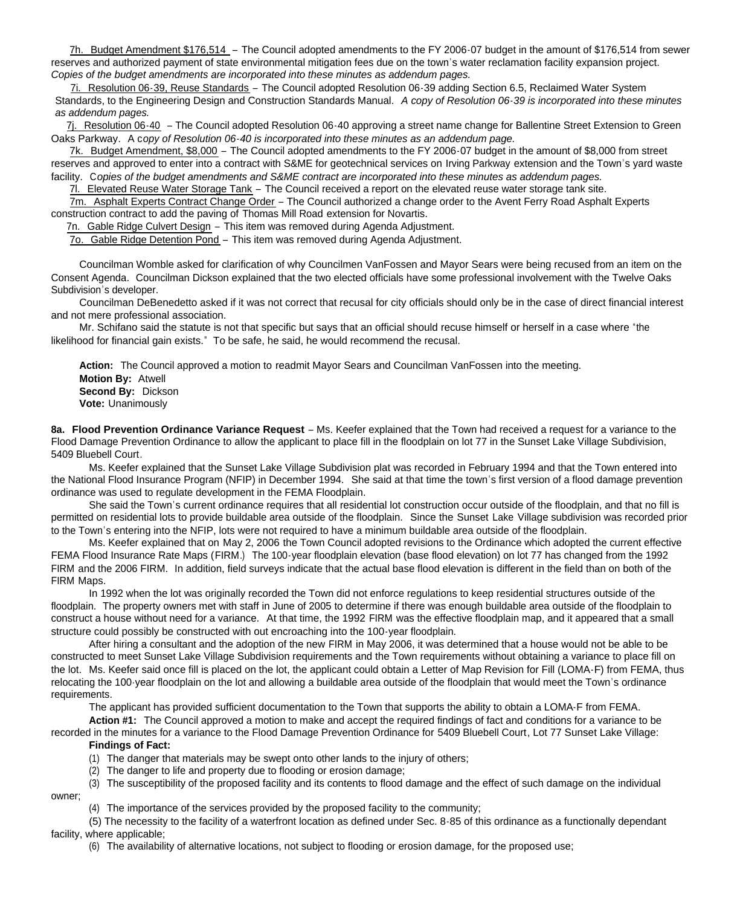7h. Budget Amendment $176,514 – The Council adopted amendments to the FY 2006-07 budget in the amount of $176,514 from sewer reserves and authorized payment of state environmental mitigation fees due on the town's water reclamation facility expansion project. *Copies of the budget amendments are incorporated into these minutes as addendum pages.*

7i. Resolution 06-39, Reuse Standards – The Council adopted Resolution 06-39 adding Section 6.5, Reclaimed Water System Standards, to the Engineering Design and Construction Standards Manual. *A copy of Resolution 06-39 is incorporated into these minutes as addendum pages.*

7j. Resolution 06-40 – The Council adopted Resolution 06-40 approving a street name change for Ballentine Street Extension to Green Oaks Parkway. A c*opy of Resolution 06-40 is incorporated into these minutes as an addendum page.*

7k. Budget Amendment, $8,000 – The Council adopted amendments to the FY 2006-07 budget in the amount of $8,000 from street reserves and approved to enter into a contract with S&ME for geotechnical services on Irving Parkway extension and the Town's yard waste facility. C*opies of the budget amendments and S&ME contract are incorporated into these minutes as addendum pages.*

7l. Elevated Reuse Water Storage Tank – The Council received a report on the elevated reuse water storage tank site.

7m. Asphalt Experts Contract Change Order – The Council authorized a change order to the Avent Ferry Road Asphalt Experts construction contract to add the paving of Thomas Mill Road extension for Novartis.

7n. Gable Ridge Culvert Design – This item was removed during Agenda Adjustment.

7o. Gable Ridge Detention Pond – This item was removed during Agenda Adjustment.

Councilman Womble asked for clarification of why Councilmen VanFossen and Mayor Sears were being recused from an item on the Consent Agenda. Councilman Dickson explained that the two elected officials have some professional involvement with the Twelve Oaks Subdivision's developer.

Councilman DeBenedetto asked if it was not correct that recusal for city officials should only be in the case of direct financial interest and not mere professional association.

Mr. Schifano said the statute is not that specific but says that an official should recuse himself or herself in a case where "the likelihood for financial gain exists." To be safe, he said, he would recommend the recusal.

**Action:** The Council approved a motion to readmit Mayor Sears and Councilman VanFossen into the meeting.
**Motion By:** Atwell
**Second By:** Dickson
**Vote:** Unanimously

**8a. Flood Prevention Ordinance Variance Request** – Ms. Keefer explained that the Town had received a request for a variance to the Flood Damage Prevention Ordinance to allow the applicant to place fill in the floodplain on lot 77 in the Sunset Lake Village Subdivision, 5409 Bluebell Court.

Ms. Keefer explained that the Sunset Lake Village Subdivision plat was recorded in February 1994 and that the Town entered into the National Flood Insurance Program (NFIP) in December 1994. She said at that time the town's first version of a flood damage prevention ordinance was used to regulate development in the FEMA Floodplain.

She said the Town's current ordinance requires that all residential lot construction occur outside of the floodplain, and that no fill is permitted on residential lots to provide buildable area outside of the floodplain. Since the Sunset Lake Village subdivision was recorded prior to the Town's entering into the NFIP, lots were not required to have a minimum buildable area outside of the floodplain.

Ms. Keefer explained that on May 2, 2006 the Town Council adopted revisions to the Ordinance which adopted the current effective FEMA Flood Insurance Rate Maps (FIRM.) The 100-year floodplain elevation (base flood elevation) on lot 77 has changed from the 1992 FIRM and the 2006 FIRM. In addition, field surveys indicate that the actual base flood elevation is different in the field than on both of the FIRM Maps.

In 1992 when the lot was originally recorded the Town did not enforce regulations to keep residential structures outside of the floodplain. The property owners met with staff in June of 2005 to determine if there was enough buildable area outside of the floodplain to construct a house without need for a variance. At that time, the 1992 FIRM was the effective floodplain map, and it appeared that a small structure could possibly be constructed with out encroaching into the 100-year floodplain.

After hiring a consultant and the adoption of the new FIRM in May 2006, it was determined that a house would not be able to be constructed to meet Sunset Lake Village Subdivision requirements and the Town requirements without obtaining a variance to place fill on the lot. Ms. Keefer said once fill is placed on the lot, the applicant could obtain a Letter of Map Revision for Fill (LOMA-F) from FEMA, thus relocating the 100-year floodplain on the lot and allowing a buildable area outside of the floodplain that would meet the Town's ordinance requirements.

The applicant has provided sufficient documentation to the Town that supports the ability to obtain a LOMA-F from FEMA.

**Action #1:** The Council approved a motion to make and accept the required findings of fact and conditions for a variance to be recorded in the minutes for a variance to the Flood Damage Prevention Ordinance for 5409 Bluebell Court, Lot 77 Sunset Lake Village:

**Findings of Fact:**

(1) The danger that materials may be swept onto other lands to the injury of others;

(2) The danger to life and property due to flooding or erosion damage;

(3) The susceptibility of the proposed facility and its contents to flood damage and the effect of such damage on the individual owner;

(4) The importance of the services provided by the proposed facility to the community;

(5) The necessity to the facility of a waterfront location as defined under Sec. 8-85 of this ordinance as a functionally dependant facility, where applicable;

(6) The availability of alternative locations, not subject to flooding or erosion damage, for the proposed use;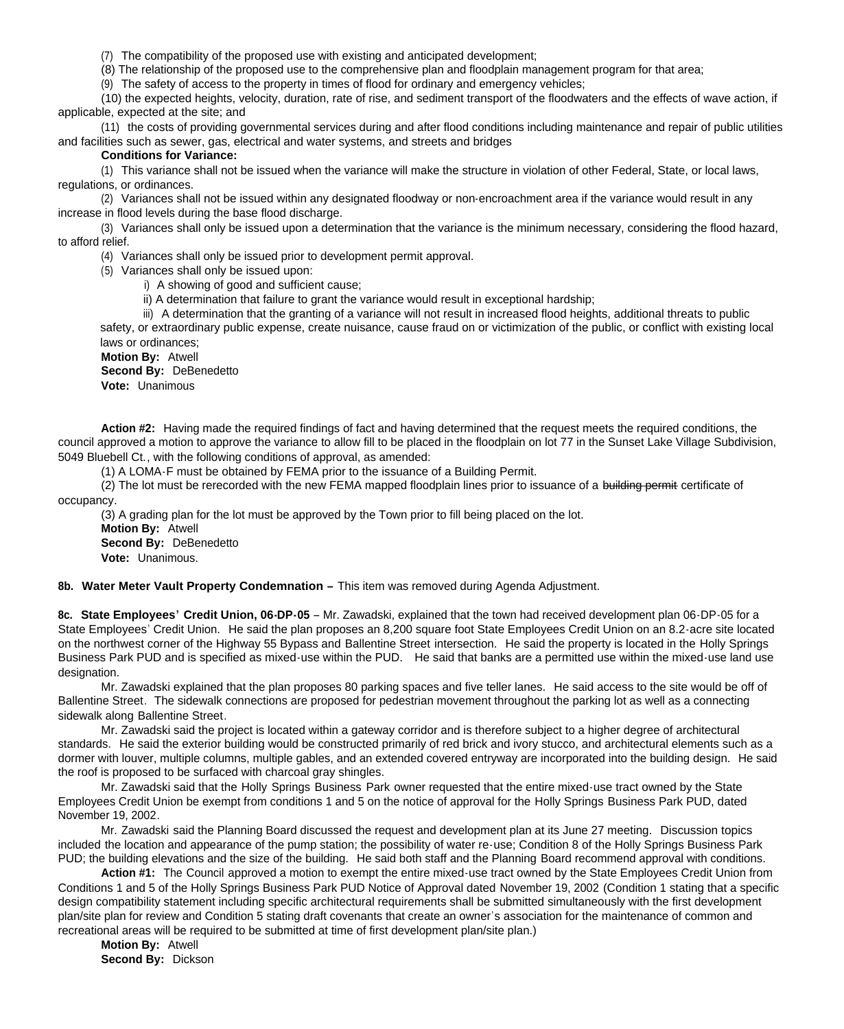(7) The compatibility of the proposed use with existing and anticipated development;

(8) The relationship of the proposed use to the comprehensive plan and floodplain management program for that area;

(9) The safety of access to the property in times of flood for ordinary and emergency vehicles;

(10) the expected heights, velocity, duration, rate of rise, and sediment transport of the floodwaters and the effects of wave action, if applicable, expected at the site; and

(11) the costs of providing governmental services during and after flood conditions including maintenance and repair of public utilities and facilities such as sewer, gas, electrical and water systems, and streets and bridges

**Conditions for Variance:**

(1) This variance shall not be issued when the variance will make the structure in violation of other Federal, State, or local laws, regulations, or ordinances.

(2) Variances shall not be issued within any designated floodway or non-encroachment area if the variance would result in any increase in flood levels during the base flood discharge.

(3) Variances shall only be issued upon a determination that the variance is the minimum necessary, considering the flood hazard, to afford relief.

(4) Variances shall only be issued prior to development permit approval.

(5) Variances shall only be issued upon:

i) A showing of good and sufficient cause;

ii) A determination that failure to grant the variance would result in exceptional hardship;

iii) A determination that the granting of a variance will not result in increased flood heights, additional threats to public safety, or extraordinary public expense, create nuisance, cause fraud on or victimization of the public, or conflict with existing local laws or ordinances;

**Motion By:** Atwell
**Second By:** DeBenedetto
**Vote:** Unanimous

**Action #2:** Having made the required findings of fact and having determined that the request meets the required conditions, the council approved a motion to approve the variance to allow fill to be placed in the floodplain on lot 77 in the Sunset Lake Village Subdivision, 5049 Bluebell Ct., with the following conditions of approval, as amended:

(1) A LOMA-F must be obtained by FEMA prior to the issuance of a Building Permit.

(2) The lot must be rerecorded with the new FEMA mapped floodplain lines prior to issuance of a ~~building permit~~ certificate of occupancy.

(3) A grading plan for the lot must be approved by the Town prior to fill being placed on the lot.

**Motion By:** Atwell
**Second By:** DeBenedetto
**Vote:** Unanimous.

**8b. Water Meter Vault Property Condemnation –** This item was removed during Agenda Adjustment.

**8c. State Employees' Credit Union, 06-DP-05** – Mr. Zawadski, explained that the town had received development plan 06-DP-05 for a State Employees' Credit Union. He said the plan proposes an 8,200 square foot State Employees Credit Union on an 8.2-acre site located on the northwest corner of the Highway 55 Bypass and Ballentine Street intersection. He said the property is located in the Holly Springs Business Park PUD and is specified as mixed-use within the PUD. He said that banks are a permitted use within the mixed-use land use designation.

Mr. Zawadski explained that the plan proposes 80 parking spaces and five teller lanes. He said access to the site would be off of Ballentine Street. The sidewalk connections are proposed for pedestrian movement throughout the parking lot as well as a connecting sidewalk along Ballentine Street.

Mr. Zawadski said the project is located within a gateway corridor and is therefore subject to a higher degree of architectural standards. He said the exterior building would be constructed primarily of red brick and ivory stucco, and architectural elements such as a dormer with louver, multiple columns, multiple gables, and an extended covered entryway are incorporated into the building design. He said the roof is proposed to be surfaced with charcoal gray shingles.

Mr. Zawadski said that the Holly Springs Business Park owner requested that the entire mixed-use tract owned by the State Employees Credit Union be exempt from conditions 1 and 5 on the notice of approval for the Holly Springs Business Park PUD, dated November 19, 2002.

Mr. Zawadski said the Planning Board discussed the request and development plan at its June 27 meeting. Discussion topics included the location and appearance of the pump station; the possibility of water re-use; Condition 8 of the Holly Springs Business Park PUD; the building elevations and the size of the building. He said both staff and the Planning Board recommend approval with conditions.

**Action #1:** The Council approved a motion to exempt the entire mixed-use tract owned by the State Employees Credit Union from Conditions 1 and 5 of the Holly Springs Business Park PUD Notice of Approval dated November 19, 2002 (Condition 1 stating that a specific design compatibility statement including specific architectural requirements shall be submitted simultaneously with the first development plan/site plan for review and Condition 5 stating draft covenants that create an owner's association for the maintenance of common and recreational areas will be required to be submitted at time of first development plan/site plan.)

**Motion By:** Atwell
**Second By:** Dickson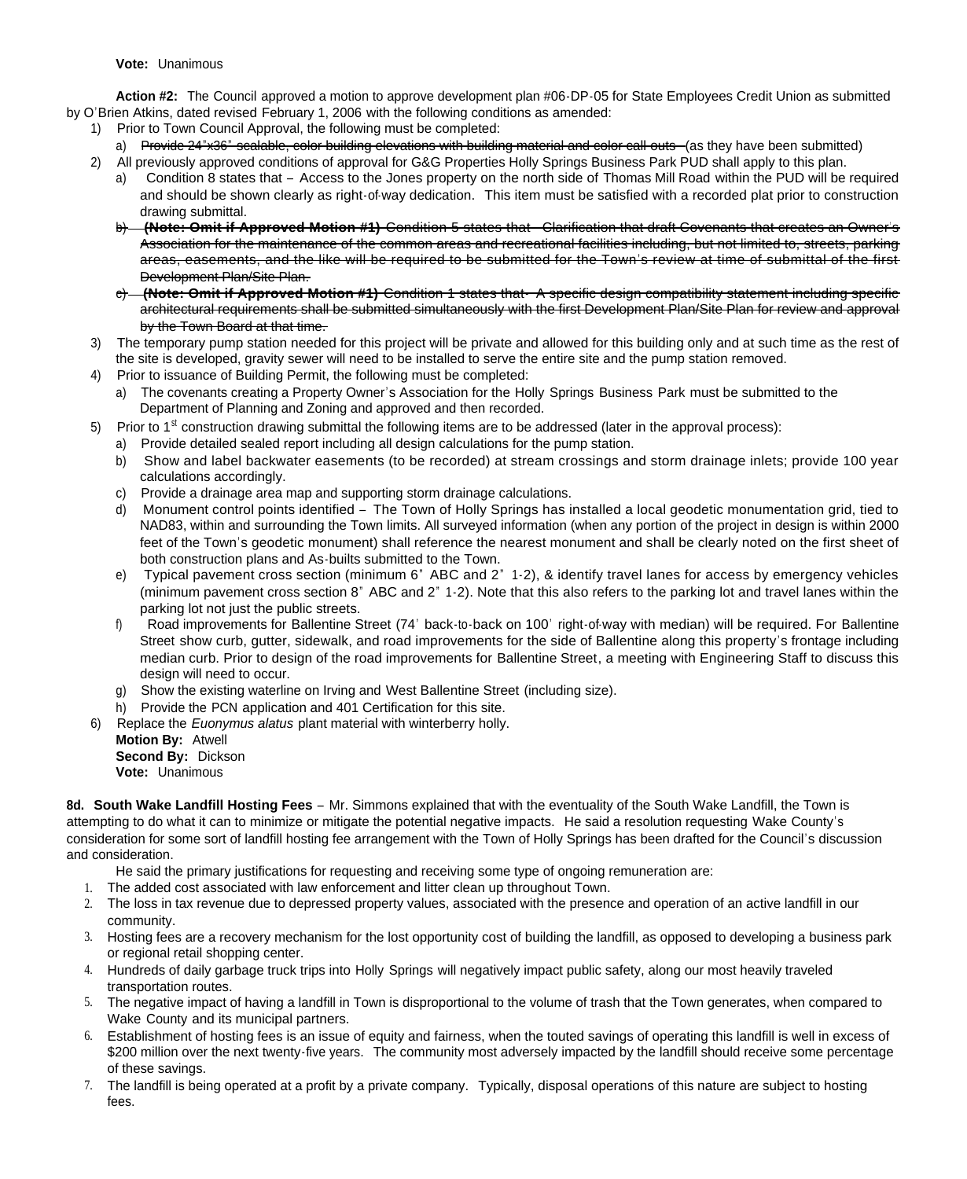**Vote:** Unanimous

**Action #2:** The Council approved a motion to approve development plan #06-DP-05 for State Employees Credit Union as submitted by O'Brien Atkins, dated revised February 1, 2006 with the following conditions as amended:

1) Prior to Town Council Approval, the following must be completed:
   a) ~~Provide 24"x36" scalable, color building elevations with building material and color call outs~~ (as they have been submitted)
2) All previously approved conditions of approval for G&G Properties Holly Springs Business Park PUD shall apply to this plan.
   a) Condition 8 states that – Access to the Jones property on the north side of Thomas Mill Road within the PUD will be required and should be shown clearly as right-of-way dedication. This item must be satisfied with a recorded plat prior to construction drawing submittal.
   b) ~~**(Note: Omit if Approved Motion #1)** Condition 5 states that - Clarification that draft Covenants that creates an Owner's Association for the maintenance of the common areas and recreational facilities including, but not limited to, streets, parking areas, easements, and the like will be required to be submitted for the Town's review at time of submittal of the first Development Plan/Site Plan.~~
   c) ~~**(Note: Omit if Approved Motion #1)** Condition 1 states that - A specific design compatibility statement including specific architectural requirements shall be submitted simultaneously with the first Development Plan/Site Plan for review and approval by the Town Board at that time.~~
3) The temporary pump station needed for this project will be private and allowed for this building only and at such time as the rest of the site is developed, gravity sewer will need to be installed to serve the entire site and the pump station removed.
4) Prior to issuance of Building Permit, the following must be completed:
   a) The covenants creating a Property Owner's Association for the Holly Springs Business Park must be submitted to the Department of Planning and Zoning and approved and then recorded.
5) Prior to 1st construction drawing submittal the following items are to be addressed (later in the approval process):
   a) Provide detailed sealed report including all design calculations for the pump station.
   b) Show and label backwater easements (to be recorded) at stream crossings and storm drainage inlets; provide 100 year calculations accordingly.
   c) Provide a drainage area map and supporting storm drainage calculations.
   d) Monument control points identified – The Town of Holly Springs has installed a local geodetic monumentation grid, tied to NAD83, within and surrounding the Town limits. All surveyed information (when any portion of the project in design is within 2000 feet of the Town's geodetic monument) shall reference the nearest monument and shall be clearly noted on the first sheet of both construction plans and As-builts submitted to the Town.
   e) Typical pavement cross section (minimum 6" ABC and 2" 1-2), & identify travel lanes for access by emergency vehicles (minimum pavement cross section 8" ABC and 2" 1-2). Note that this also refers to the parking lot and travel lanes within the parking lot not just the public streets.
   f) Road improvements for Ballentine Street (74' back-to-back on 100' right-of-way with median) will be required. For Ballentine Street show curb, gutter, sidewalk, and road improvements for the side of Ballentine along this property's frontage including median curb. Prior to design of the road improvements for Ballentine Street, a meeting with Engineering Staff to discuss this design will need to occur.
   g) Show the existing waterline on Irving and West Ballentine Street (including size).
   h) Provide the PCN application and 401 Certification for this site.
6) Replace the *Euonymus alatus* plant material with winterberry holly.

**Motion By:** Atwell
**Second By:** Dickson
**Vote:** Unanimous

**8d. South Wake Landfill Hosting Fees** – Mr. Simmons explained that with the eventuality of the South Wake Landfill, the Town is attempting to do what it can to minimize or mitigate the potential negative impacts. He said a resolution requesting Wake County's consideration for some sort of landfill hosting fee arrangement with the Town of Holly Springs has been drafted for the Council's discussion and consideration.

He said the primary justifications for requesting and receiving some type of ongoing remuneration are:

1. The added cost associated with law enforcement and litter clean up throughout Town.
2. The loss in tax revenue due to depressed property values, associated with the presence and operation of an active landfill in our community.
3. Hosting fees are a recovery mechanism for the lost opportunity cost of building the landfill, as opposed to developing a business park or regional retail shopping center.
4. Hundreds of daily garbage truck trips into Holly Springs will negatively impact public safety, along our most heavily traveled transportation routes.
5. The negative impact of having a landfill in Town is disproportional to the volume of trash that the Town generates, when compared to Wake County and its municipal partners.
6. Establishment of hosting fees is an issue of equity and fairness, when the touted savings of operating this landfill is well in excess of $200 million over the next twenty-five years. The community most adversely impacted by the landfill should receive some percentage of these savings.
7. The landfill is being operated at a profit by a private company. Typically, disposal operations of this nature are subject to hosting fees.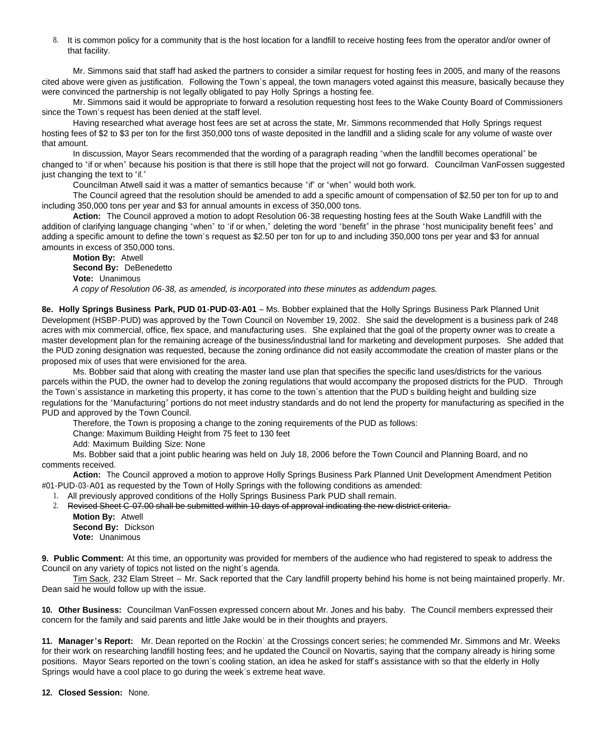8. It is common policy for a community that is the host location for a landfill to receive hosting fees from the operator and/or owner of that facility.

Mr. Simmons said that staff had asked the partners to consider a similar request for hosting fees in 2005, and many of the reasons cited above were given as justification. Following the Town's appeal, the town managers voted against this measure, basically because they were convinced the partnership is not legally obligated to pay Holly Springs a hosting fee.

Mr. Simmons said it would be appropriate to forward a resolution requesting host fees to the Wake County Board of Commissioners since the Town's request has been denied at the staff level.

Having researched what average host fees are set at across the state, Mr. Simmons recommended that Holly Springs request hosting fees of $2 to $3 per ton for the first 350,000 tons of waste deposited in the landfill and a sliding scale for any volume of waste over that amount.

In discussion, Mayor Sears recommended that the wording of a paragraph reading "when the landfill becomes operational" be changed to "if or when" because his position is that there is still hope that the project will not go forward. Councilman VanFossen suggested just changing the text to "if."

Councilman Atwell said it was a matter of semantics because "if" or "when" would both work.

The Council agreed that the resolution should be amended to add a specific amount of compensation of $2.50 per ton for up to and including 350,000 tons per year and $3 for annual amounts in excess of 350,000 tons.

**Action:** The Council approved a motion to adopt Resolution 06-38 requesting hosting fees at the South Wake Landfill with the addition of clarifying language changing "when" to 'if or when," deleting the word "benefit" in the phrase "host municipality benefit fees" and adding a specific amount to define the town's request as $2.50 per ton for up to and including 350,000 tons per year and $3 for annual amounts in excess of 350,000 tons.

**Motion By:** Atwell
**Second By:** DeBenedetto
**Vote:** Unanimous
*A copy of Resolution 06-38, as amended, is incorporated into these minutes as addendum pages.*

**8e. Holly Springs Business Park, PUD 01-PUD-03-A01** – Ms. Bobber explained that the Holly Springs Business Park Planned Unit Development (HSBP-PUD) was approved by the Town Council on November 19, 2002. She said the development is a business park of 248 acres with mix commercial, office, flex space, and manufacturing uses. She explained that the goal of the property owner was to create a master development plan for the remaining acreage of the business/industrial land for marketing and development purposes. She added that the PUD zoning designation was requested, because the zoning ordinance did not easily accommodate the creation of master plans or the proposed mix of uses that were envisioned for the area.

Ms. Bobber said that along with creating the master land use plan that specifies the specific land uses/districts for the various parcels within the PUD, the owner had to develop the zoning regulations that would accompany the proposed districts for the PUD. Through the Town's assistance in marketing this property, it has come to the town's attention that the PUD's building height and building size regulations for the "Manufacturing" portions do not meet industry standards and do not lend the property for manufacturing as specified in the PUD and approved by the Town Council.

Therefore, the Town is proposing a change to the zoning requirements of the PUD as follows:

Change: Maximum Building Height from 75 feet to 130 feet

Add: Maximum Building Size: None

Ms. Bobber said that a joint public hearing was held on July 18, 2006 before the Town Council and Planning Board, and no comments received.

**Action:** The Council approved a motion to approve Holly Springs Business Park Planned Unit Development Amendment Petition #01-PUD-03-A01 as requested by the Town of Holly Springs with the following conditions as amended:

1. All previously approved conditions of the Holly Springs Business Park PUD shall remain.
2. ~~Revised Sheet C-07.00 shall be submitted within 10 days of approval indicating the new district criteria.~~

**Motion By:** Atwell
**Second By:** Dickson
**Vote:** Unanimous

**9. Public Comment:** At this time, an opportunity was provided for members of the audience who had registered to speak to address the Council on any variety of topics not listed on the night's agenda.

Tim Sack, 232 Elam Street -- Mr. Sack reported that the Cary landfill property behind his home is not being maintained properly. Mr. Dean said he would follow up with the issue.

**10. Other Business:** Councilman VanFossen expressed concern about Mr. Jones and his baby. The Council members expressed their concern for the family and said parents and little Jake would be in their thoughts and prayers.

**11. Manager's Report:** Mr. Dean reported on the Rockin' at the Crossings concert series; he commended Mr. Simmons and Mr. Weeks for their work on researching landfill hosting fees; and he updated the Council on Novartis, saying that the company already is hiring some positions. Mayor Sears reported on the town's cooling station, an idea he asked for staff's assistance with so that the elderly in Holly Springs would have a cool place to go during the week's extreme heat wave.

**12. Closed Session:** None.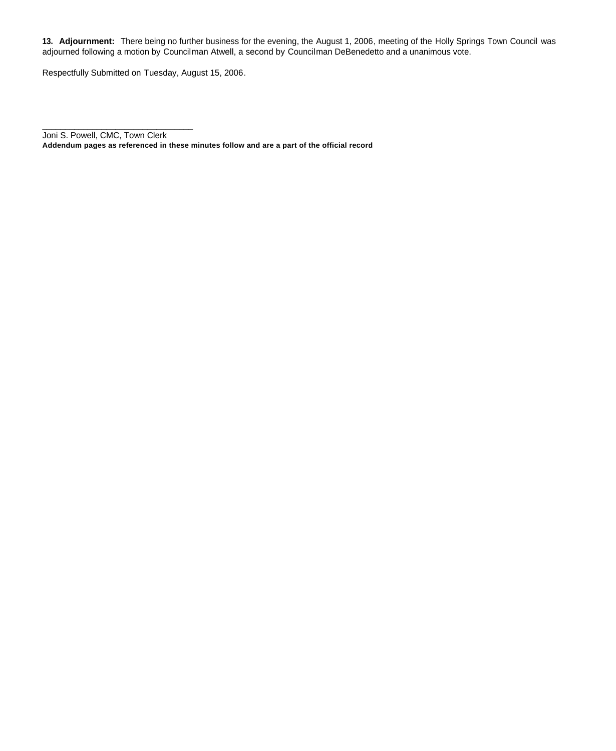**13. Adjournment:** There being no further business for the evening, the August 1, 2006, meeting of the Holly Springs Town Council was adjourned following a motion by Councilman Atwell, a second by Councilman DeBenedetto and a unanimous vote.

Respectfully Submitted on Tuesday, August 15, 2006.

\_\_\_\_\_\_\_\_\_\_\_\_\_\_\_\_\_\_\_\_\_\_\_\_\_\_\_\_\_\_\_\_

Joni S. Powell, CMC, Town Clerk

**Addendum pages as referenced in these minutes follow and are a part of the official record**